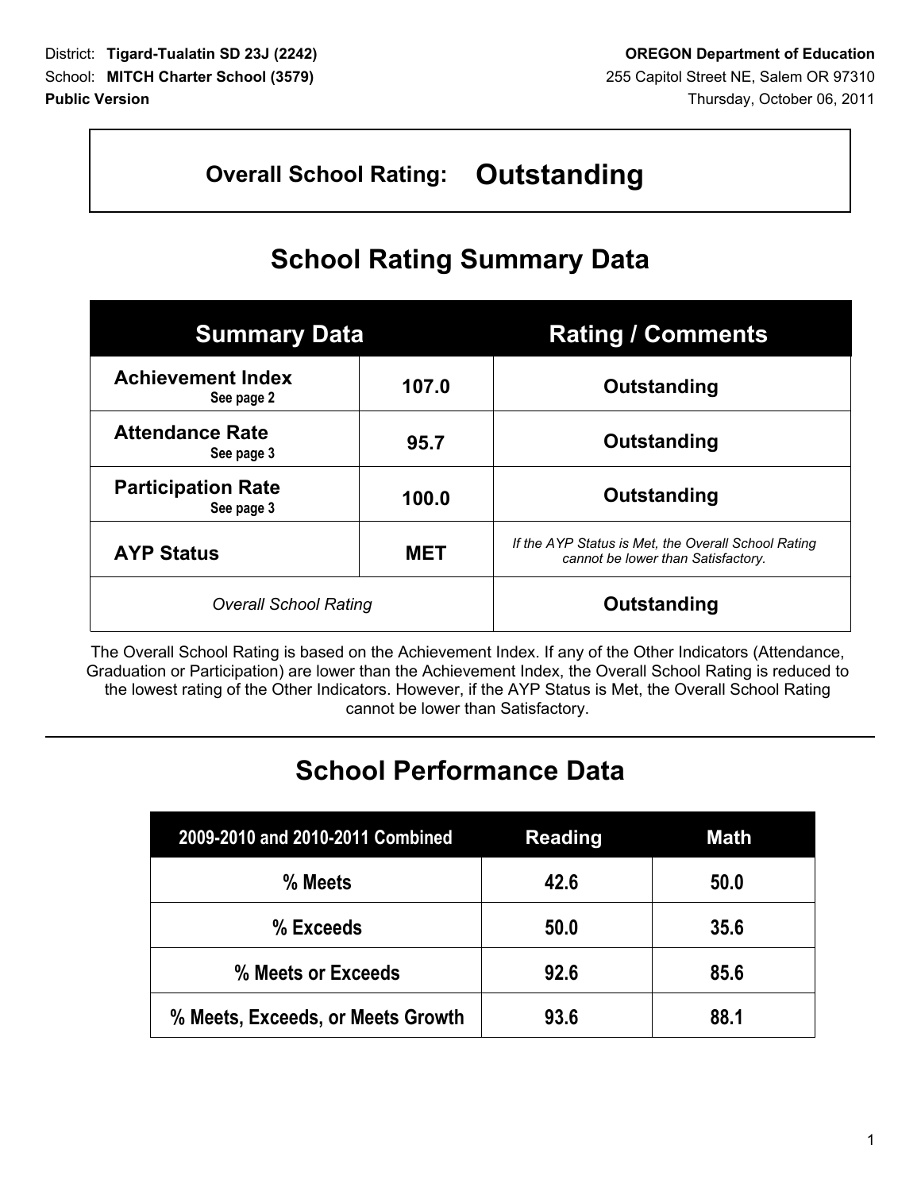District: **Tigard-Tualatin SD 23J (2242)**
School: **MITCH Charter School (3579)**
**Public Version**

**OREGON Department of Education**
255 Capitol Street NE, Salem OR 97310
Thursday, October 06, 2011

**Overall School Rating: Outstanding**

# School Rating Summary Data

| Summary Data | | Rating / Comments |
|---|---|---|
| **Achievement Index** See page 2 | **107.0** | **Outstanding** |
| **Attendance Rate** See page 3 | **95.7** | **Outstanding** |
| **Participation Rate** See page 3 | **100.0** | **Outstanding** |
| **AYP Status** | **MET** | *If the AYP Status is Met, the Overall School Rating cannot be lower than Satisfactory.* |
| *Overall School Rating* | | **Outstanding** |

The Overall School Rating is based on the Achievement Index. If any of the Other Indicators (Attendance, Graduation or Participation) are lower than the Achievement Index, the Overall School Rating is reduced to the lowest rating of the Other Indicators. However, if the AYP Status is Met, the Overall School Rating cannot be lower than Satisfactory.

# School Performance Data

| 2009-2010 and 2010-2011 Combined | Reading | Math |
|---|---|---|
| % Meets | 42.6 | 50.0 |
| % Exceeds | 50.0 | 35.6 |
| % Meets or Exceeds | 92.6 | 85.6 |
| % Meets, Exceeds, or Meets Growth | 93.6 | 88.1 |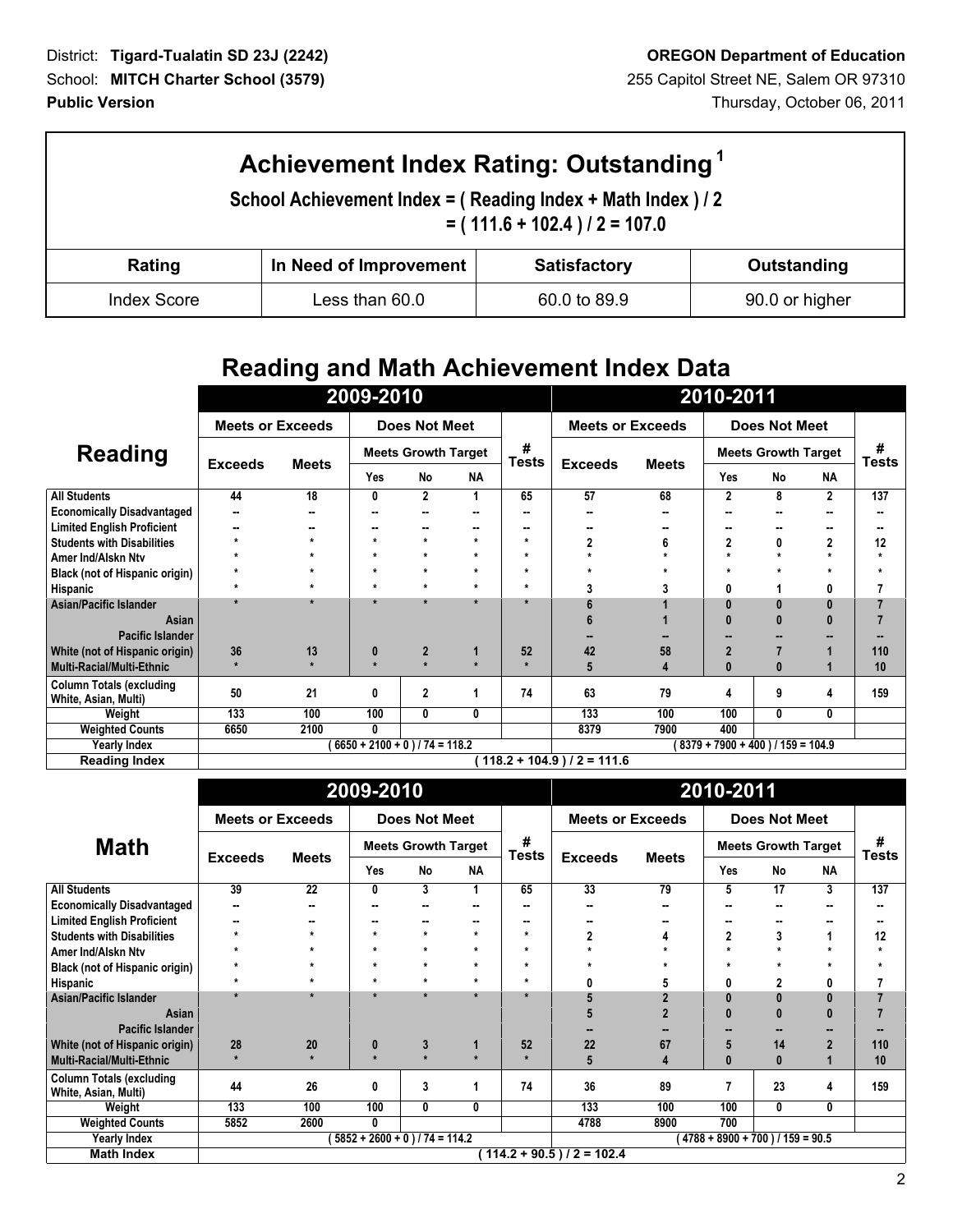District: **Tigard-Tualatin SD 23J (2242)**
School: **MITCH Charter School (3579)**
**Public Version**

**OREGON Department of Education**
255 Capitol Street NE, Salem OR 97310
Thursday, October 06, 2011

# Achievement Index Rating: Outstanding [1]

**School Achievement Index = ( Reading Index + Math Index ) / 2**
**= ( 111.6 + 102.4 ) / 2 = 107.0**

| Rating | In Need of Improvement | Satisfactory | Outstanding |
|---|---|---|---|
| Index Score | Less than 60.0 | 60.0 to 89.9 | 90.0 or higher |

## Reading and Math Achievement Index Data

| Reading | 2009-2010 | | | | | | 2010-2011 | | | | | |
|---|---|---|---|---|---|---|---|---|---|---|---|---|
| | Meets or Exceeds | | Does Not Meet | | | # Tests | Meets or Exceeds | | Does Not Meet | | | # Tests |
| | Exceeds | Meets | Meets Growth Target | | | | Exceeds | Meets | Meets Growth Target | | | |
| | | | Yes | No | NA | | | | Yes | No | NA | |
| All Students | 44 | 18 | 0 | 2 | 1 | 65 | 57 | 68 | 2 | 8 | 2 | 137 |
| Economically Disadvantaged | -- | -- | -- | -- | -- | -- | -- | -- | -- | -- | -- | -- |
| Limited English Proficient | -- | -- | -- | -- | -- | -- | -- | -- | -- | -- | -- | -- |
| Students with Disabilities | * | * | * | * | * | * | 2 | 6 | 2 | 0 | 2 | 12 |
| Amer Ind/Alskn Ntv | * | * | * | * | * | * | * | * | * | * | * | * |
| Black (not of Hispanic origin) | * | * | * | * | * | * | * | * | * | * | * | * |
| Hispanic | * | * | * | * | * | * | 3 | 3 | 0 | 1 | 0 | 7 |
| Asian/Pacific Islander | * | * | * | * | * | * | 6 | 1 | 0 | 0 | 0 | 7 |
| Asian | | | | | | | 6 | 1 | 0 | 0 | 0 | 7 |
| Pacific Islander | | | | | | | -- | -- | -- | -- | -- | -- |
| White (not of Hispanic origin) | 36 | 13 | 0 | 2 | 1 | 52 | 42 | 58 | 2 | 7 | 1 | 110 |
| Multi-Racial/Multi-Ethnic | * | * | * | * | * | * | 5 | 4 | 0 | 0 | 1 | 10 |
| Column Totals (excluding White, Asian, Multi) | 50 | 21 | 0 | 2 | 1 | 74 | 63 | 79 | 4 | 9 | 4 | 159 |
| Weight | 133 | 100 | 100 | 0 | 0 | | 133 | 100 | 100 | 0 | 0 | |
| Weighted Counts | 6650 | 2100 | 0 | | | | 8379 | 7900 | 400 | | | |
| Yearly Index | ( 6650 + 2100 + 0 ) / 74 = 118.2 | | | | | | ( 8379 + 7900 + 400 ) / 159 = 104.9 | | | | | |
| Reading Index | ( 118.2 + 104.9 ) / 2 = 111.6 | | | | | | | | | | | |

| Math | 2009-2010 | | | | | | 2010-2011 | | | | | |
|---|---|---|---|---|---|---|---|---|---|---|---|---|
| | Meets or Exceeds | | Does Not Meet | | | # Tests | Meets or Exceeds | | Does Not Meet | | | # Tests |
| | Exceeds | Meets | Meets Growth Target | | | | Exceeds | Meets | Meets Growth Target | | | |
| | | | Yes | No | NA | | | | Yes | No | NA | |
| All Students | 39 | 22 | 0 | 3 | 1 | 65 | 33 | 79 | 5 | 17 | 3 | 137 |
| Economically Disadvantaged | -- | -- | -- | -- | -- | -- | -- | -- | -- | -- | -- | -- |
| Limited English Proficient | -- | -- | -- | -- | -- | -- | -- | -- | -- | -- | -- | -- |
| Students with Disabilities | * | * | * | * | * | * | 2 | 4 | 2 | 3 | 1 | 12 |
| Amer Ind/Alskn Ntv | * | * | * | * | * | * | * | * | * | * | * | * |
| Black (not of Hispanic origin) | * | * | * | * | * | * | * | * | * | * | * | * |
| Hispanic | * | * | * | * | * | * | 0 | 5 | 0 | 2 | 0 | 7 |
| Asian/Pacific Islander | * | * | * | * | * | * | 5 | 2 | 0 | 0 | 0 | 7 |
| Asian | | | | | | | 5 | 2 | 0 | 0 | 0 | 7 |
| Pacific Islander | | | | | | | -- | -- | -- | -- | -- | -- |
| White (not of Hispanic origin) | 28 | 20 | 0 | 3 | 1 | 52 | 22 | 67 | 5 | 14 | 2 | 110 |
| Multi-Racial/Multi-Ethnic | * | * | * | * | * | * | 5 | 4 | 0 | 0 | 1 | 10 |
| Column Totals (excluding White, Asian, Multi) | 44 | 26 | 0 | 3 | 1 | 74 | 36 | 89 | 7 | 23 | 4 | 159 |
| Weight | 133 | 100 | 100 | 0 | 0 | | 133 | 100 | 100 | 0 | 0 | |
| Weighted Counts | 5852 | 2600 | 0 | | | | 4788 | 8900 | 700 | | | |
| Yearly Index | ( 5852 + 2600 + 0 ) / 74 = 114.2 | | | | | | ( 4788 + 8900 + 700 ) / 159 = 90.5 | | | | | |
| Math Index | ( 114.2 + 90.5 ) / 2 = 102.4 | | | | | | | | | | | |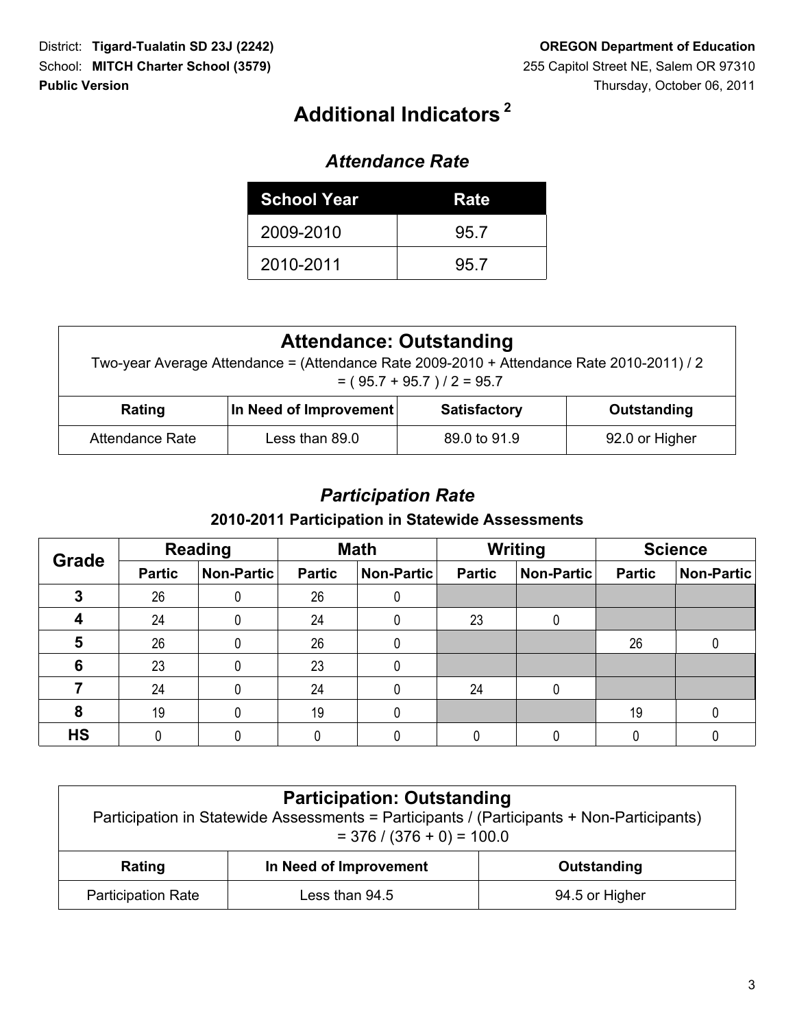District: **Tigard-Tualatin SD 23J (2242)**
School: **MITCH Charter School (3579)**
**Public Version**

**OREGON Department of Education**
255 Capitol Street NE, Salem OR 97310
Thursday, October 06, 2011

# Additional Indicators [2]

## *Attendance Rate*

| School Year | Rate |
|---|---|
| 2009-2010 | 95.7 |
| 2010-2011 | 95.7 |

### Attendance: Outstanding

Two-year Average Attendance = (Attendance Rate 2009-2010 + Attendance Rate 2010-2011) / 2
= ( 95.7 + 95.7 ) / 2 = 95.7

| Rating | In Need of Improvement | Satisfactory | Outstanding |
|---|---|---|---|
| Attendance Rate | Less than 89.0 | 89.0 to 91.9 | 92.0 or Higher |

## *Participation Rate*

### 2010-2011 Participation in Statewide Assessments

| Grade | Reading | | Math | | Writing | | Science | |
|---|---|---|---|---|---|---|---|---|
| | Partic | Non-Partic | Partic | Non-Partic | Partic | Non-Partic | Partic | Non-Partic |
| 3 | 26 | 0 | 26 | 0 | | | | |
| 4 | 24 | 0 | 24 | 0 | 23 | 0 | | |
| 5 | 26 | 0 | 26 | 0 | | | 26 | 0 |
| 6 | 23 | 0 | 23 | 0 | | | | |
| 7 | 24 | 0 | 24 | 0 | 24 | 0 | | |
| 8 | 19 | 0 | 19 | 0 | | | 19 | 0 |
| HS | 0 | 0 | 0 | 0 | 0 | 0 | 0 | 0 |

### Participation: Outstanding

Participation in Statewide Assessments = Participants / (Participants + Non-Participants)
= 376 / (376 + 0) = 100.0

| Rating | In Need of Improvement | Outstanding |
|---|---|---|
| Participation Rate | Less than 94.5 | 94.5 or Higher |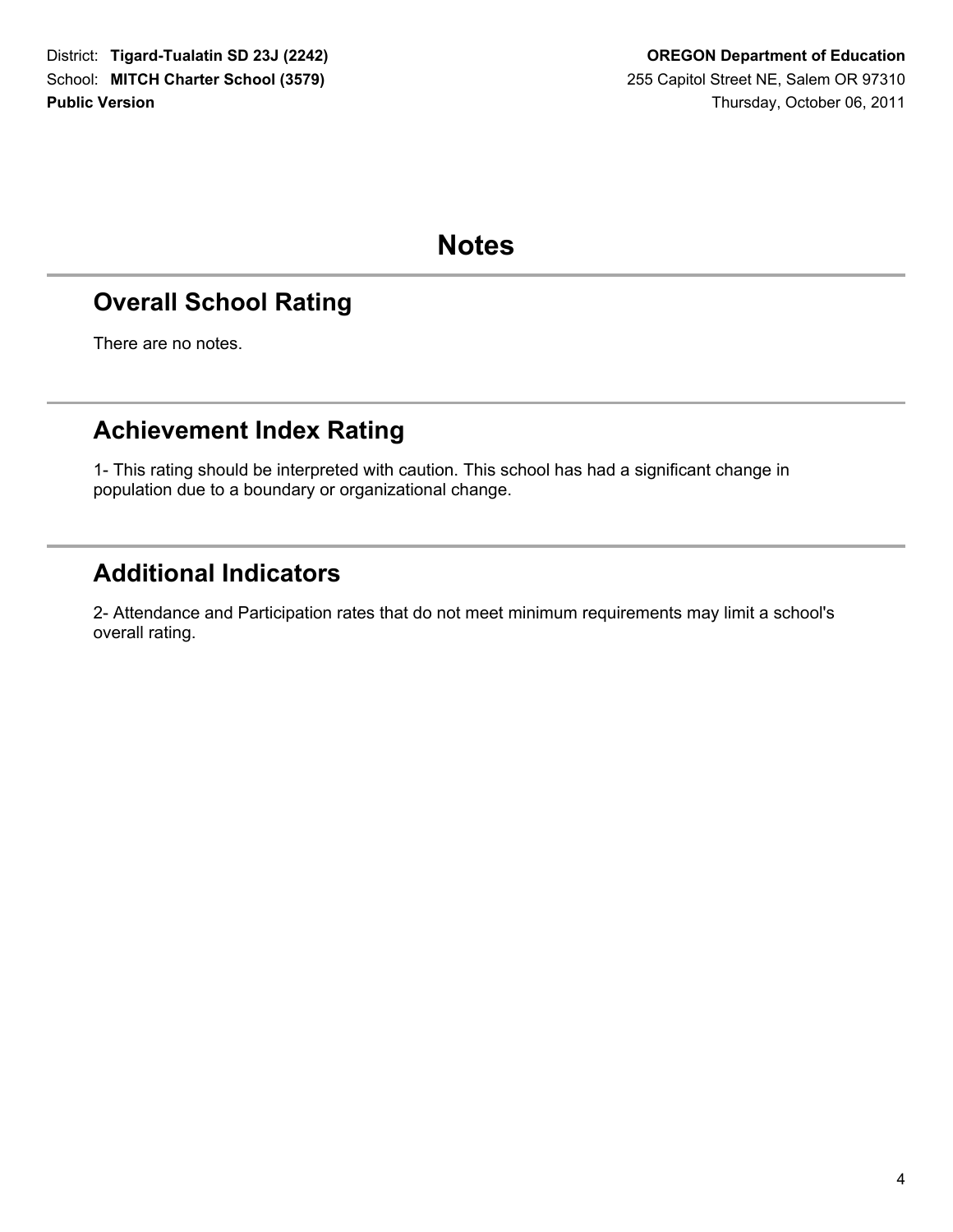# Notes

## Overall School Rating

There are no notes.

## Achievement Index Rating

1- This rating should be interpreted with caution. This school has had a significant change in population due to a boundary or organizational change.

## Additional Indicators

2- Attendance and Participation rates that do not meet minimum requirements may limit a school's overall rating.